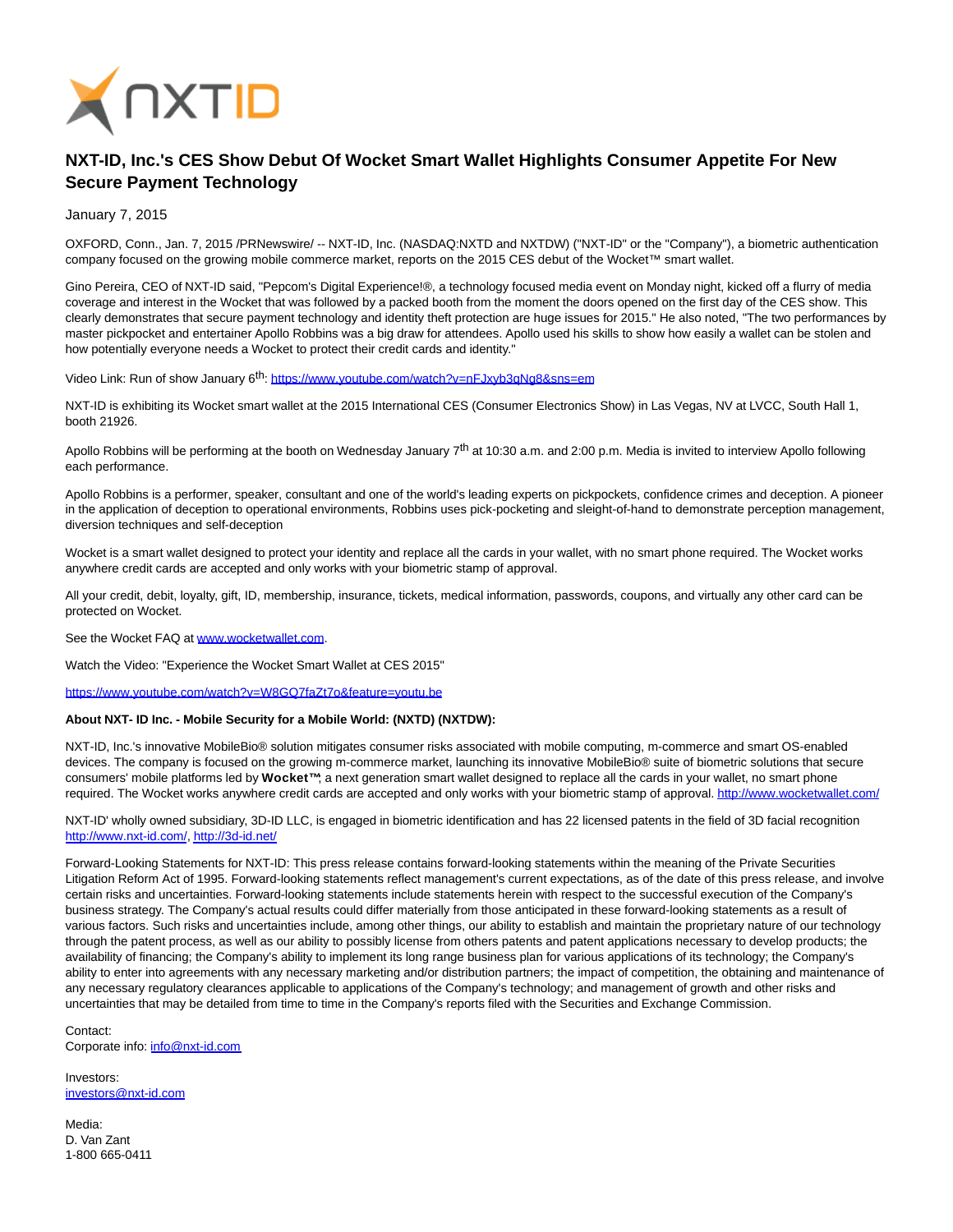# NXT-ID, Inc.'s CES Show Debut Of Wocket Smart Wallet Highlights Consumer Appetite For New Secure Payment Technology

January 7, 2015

OXFORD, Conn., Jan. 7, 2015 /PRNewswire/ -- NXT-ID, Inc. (NASDAQ:NXTD and NXTDW) ("NXT-ID" or the "Company"), a biometric authentication company focused on the growing mobile commerce market, reports on the 2015 CES debut of the Wocket™ smart wallet.

Gino Pereira, CEO of NXT-ID said, "Pepcom's Digital Experience!®, a technology focused media event on Monday night, kicked off a flurry of media coverage and interest in the Wocket that was followed by a packed booth from the moment the doors opened on the first day of the CES show. This clearly demonstrates that secure payment technology and identity theft protection are huge issues for 2015." He also noted, "The two performances by master pickpocket and entertainer Apollo Robbins was a big draw for attendees. Apollo used his skills to show how easily a wallet can be stolen and how potentially everyone needs a Wocket to protect their credit cards and identity."

Video Link: Run of show January 6th: https://www.youtube.com/watch?v=nFJxyb3qNg8&sns=em

NXT-ID is exhibiting its Wocket smart wallet at the 2015 International CES (Consumer Electronics Show) in Las Vegas, NV at LVCC, South Hall 1, booth 21926.

Apollo Robbins will be performing at the booth on Wednesday January 7th at 10:30 a.m. and 2:00 p.m. Media is invited to interview Apollo following each performance.

Apollo Robbins is a performer, speaker, consultant and one of the world's leading experts on pickpockets, confidence crimes and deception. A pioneer in the application of deception to operational environments, Robbins uses pick-pocketing and sleight-of-hand to demonstrate perception management, diversion techniques and self-deception

Wocket is a smart wallet designed to protect your identity and replace all the cards in your wallet, with no smart phone required. The Wocket works anywhere credit cards are accepted and only works with your biometric stamp of approval.

All your credit, debit, loyalty, gift, ID, membership, insurance, tickets, medical information, passwords, coupons, and virtually any other card can be protected on Wocket.

See the Wocket FAQ at www.wocketwallet.com.

Watch the Video: "Experience the Wocket Smart Wallet at CES 2015"

https://www.youtube.com/watch?v=W8GQ7faZt7o&feature=youtu.be

**About NXT- ID Inc. - Mobile Security for a Mobile World: (NXTD) (NXTDW):**

NXT-ID, Inc.'s innovative MobileBio® solution mitigates consumer risks associated with mobile computing, m-commerce and smart OS-enabled devices. The company is focused on the growing m-commerce market, launching its innovative MobileBio® suite of biometric solutions that secure consumers' mobile platforms led by **Wocket™**; a next generation smart wallet designed to replace all the cards in your wallet, no smart phone required. The Wocket works anywhere credit cards are accepted and only works with your biometric stamp of approval. http://www.wocketwallet.com/

NXT-ID' wholly owned subsidiary, 3D-ID LLC, is engaged in biometric identification and has 22 licensed patents in the field of 3D facial recognition http://www.nxt-id.com/, http://3d-id.net/

Forward-Looking Statements for NXT-ID: This press release contains forward-looking statements within the meaning of the Private Securities Litigation Reform Act of 1995. Forward-looking statements reflect management's current expectations, as of the date of this press release, and involve certain risks and uncertainties. Forward-looking statements include statements herein with respect to the successful execution of the Company's business strategy. The Company's actual results could differ materially from those anticipated in these forward-looking statements as a result of various factors. Such risks and uncertainties include, among other things, our ability to establish and maintain the proprietary nature of our technology through the patent process, as well as our ability to possibly license from others patents and patent applications necessary to develop products; the availability of financing; the Company's ability to implement its long range business plan for various applications of its technology; the Company's ability to enter into agreements with any necessary marketing and/or distribution partners; the impact of competition, the obtaining and maintenance of any necessary regulatory clearances applicable to applications of the Company's technology; and management of growth and other risks and uncertainties that may be detailed from time to time in the Company's reports filed with the Securities and Exchange Commission.

Contact:
Corporate info: info@nxt-id.com

Investors:
investors@nxt-id.com

Media:
D. Van Zant
1-800 665-0411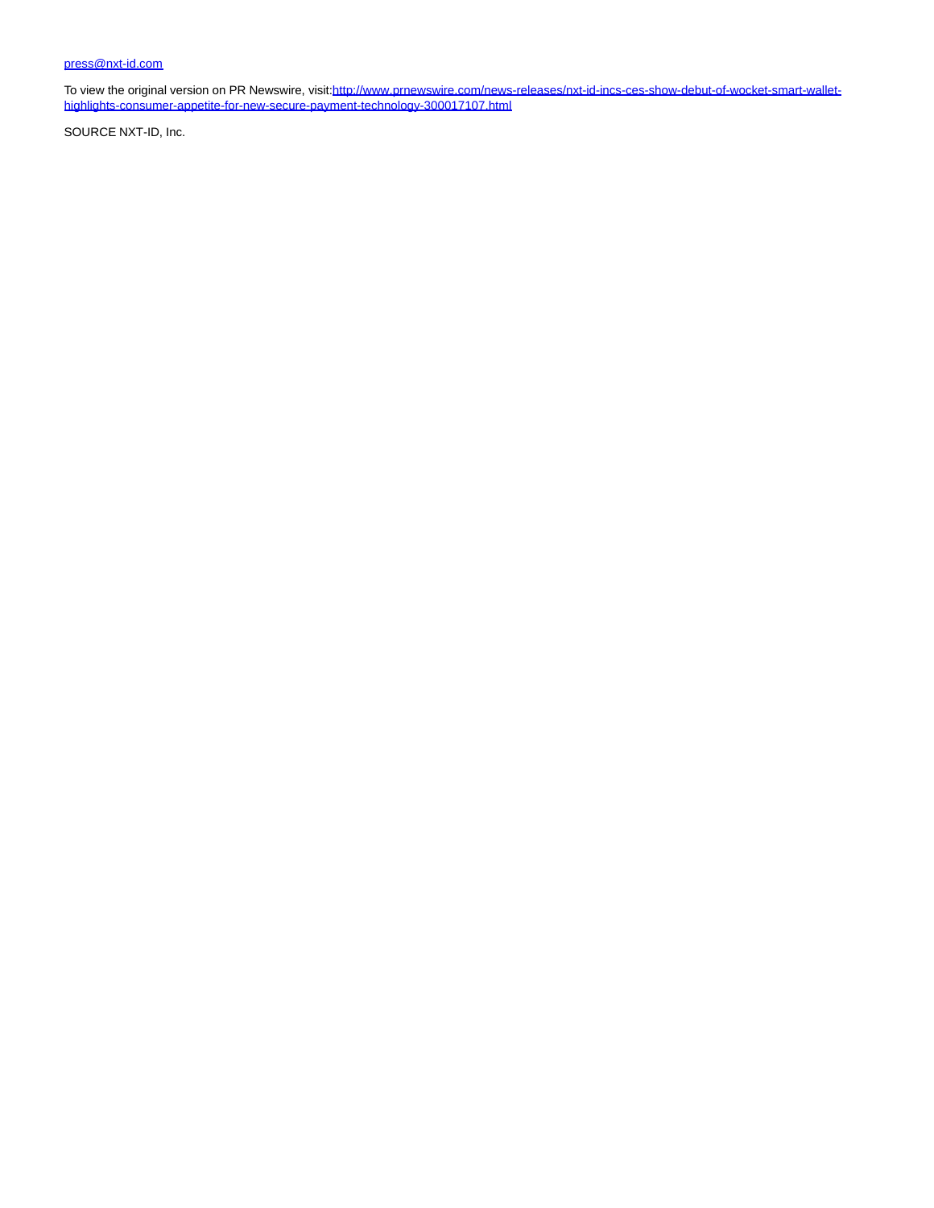press@nxt-id.com

To view the original version on PR Newswire, visit:http://www.prnewswire.com/news-releases/nxt-id-incs-ces-show-debut-of-wocket-smart-wallet-highlights-consumer-appetite-for-new-secure-payment-technology-300017107.html

SOURCE NXT-ID, Inc.